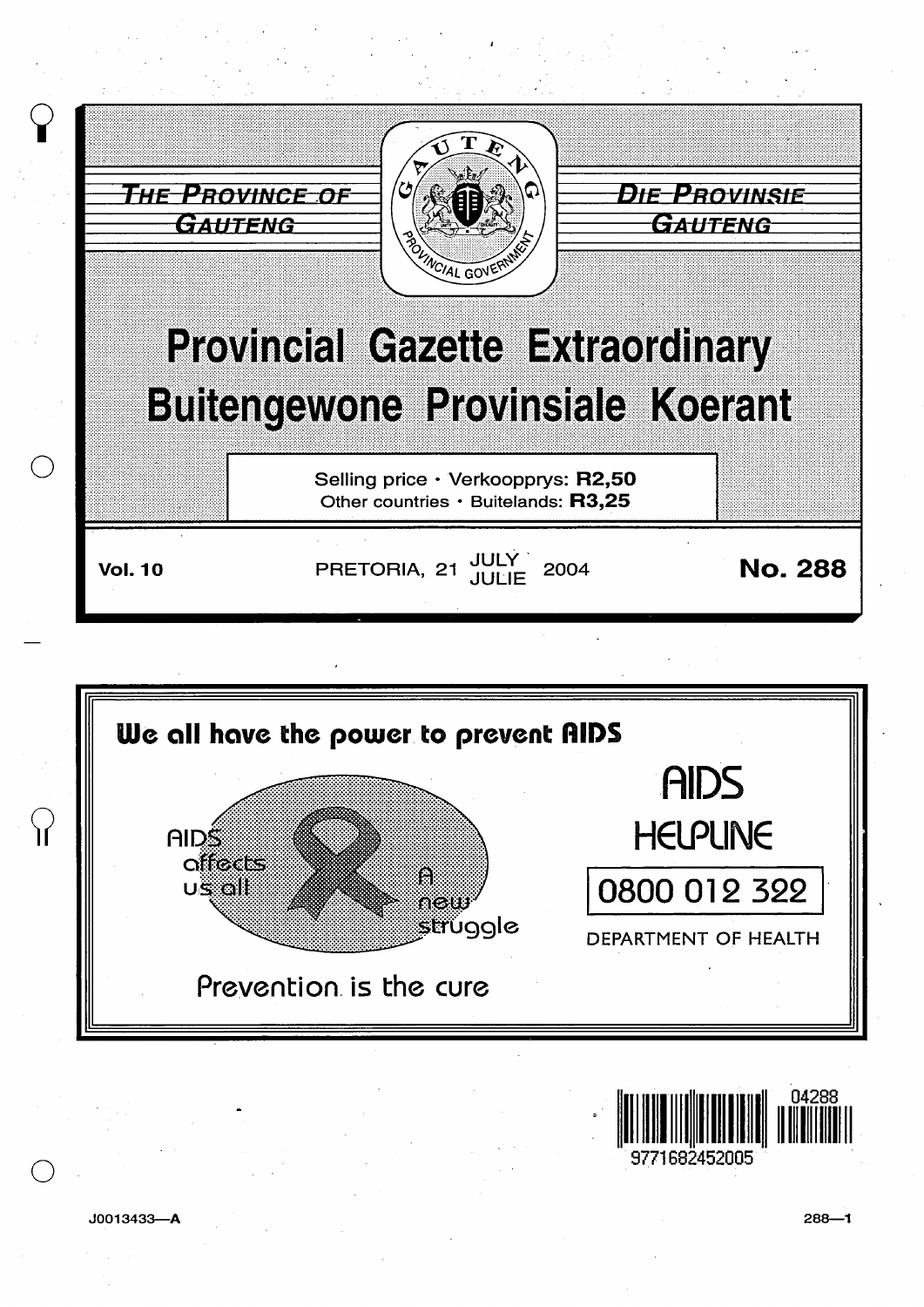THE PROVINCE OF GAUTENG

DIE PROVINSIE GAUTENG

# Provincial Gazette Extraordinary
# Buitengewone Provinsiale Koerant

Selling price · Verkoopprys: **R2,50**
Other countries · Buitelands: **R3,25**

**Vol. 10** PRETORIA, 21 JULY / JULIE 2004 **No. 288**

**We all have the power to prevent AIDS**

AIDS affects us all

A new struggle

Prevention is the cure

AIDS HELPLINE

0800 012 322

DEPARTMENT OF HEALTH

J0013433—A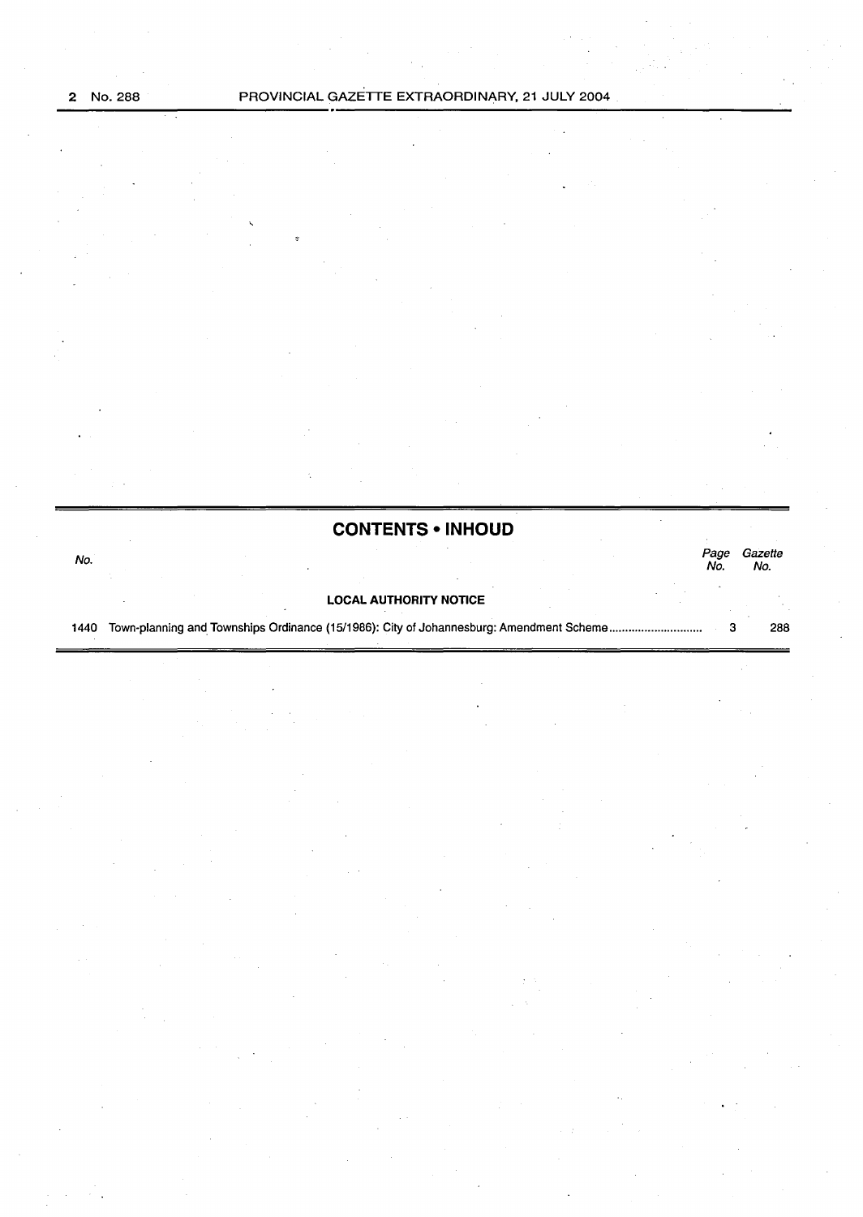## CONTENTS • INHOUD

| No. | | Page No. | Gazette No. |
|---|---|---|---|
| | **LOCAL AUTHORITY NOTICE** | | |
| 1440 | Town-planning and Townships Ordinance (15/1986): City of Johannesburg: Amendment Scheme | 3 | 288 |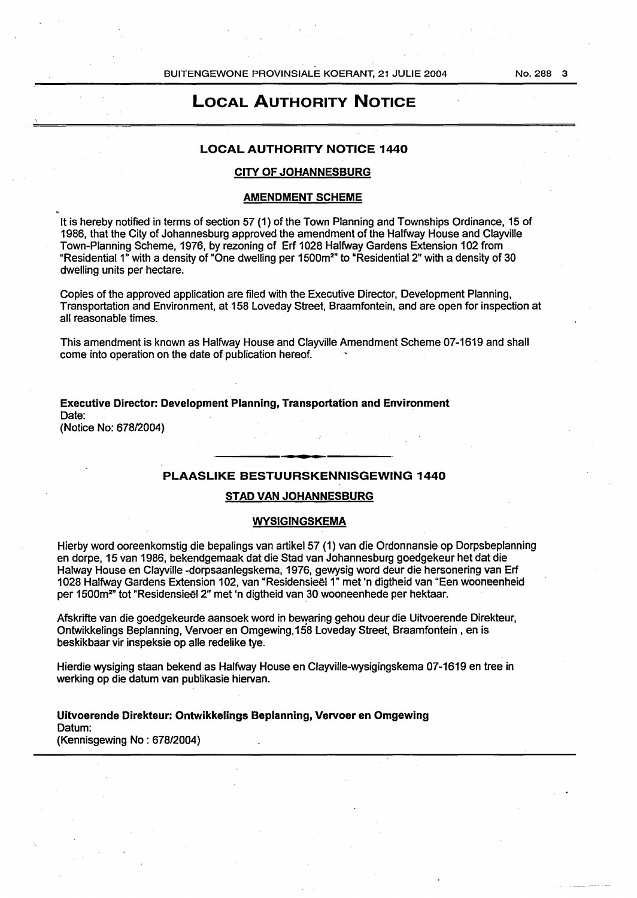# LOCAL AUTHORITY NOTICE

## LOCAL AUTHORITY NOTICE 1440

### CITY OF JOHANNESBURG

### AMENDMENT SCHEME

It is hereby notified in terms of section 57 (1) of the Town Planning and Townships Ordinance, 15 of 1986, that the City of Johannesburg approved the amendment of the Halfway House and Clayville Town-Planning Scheme, 1976, by rezoning of Erf 1028 Halfway Gardens Extension 102 from "Residential 1" with a density of "One dwelling per 1500m²" to "Residential 2" with a density of 30 dwelling units per hectare.

Copies of the approved application are filed with the Executive Director, Development Planning, Transportation and Environment, at 158 Loveday Street, Braamfontein, and are open for inspection at all reasonable times.

This amendment is known as Halfway House and Clayville Amendment Scheme 07-1619 and shall come into operation on the date of publication hereof.

**Executive Director: Development Planning, Transportation and Environment**
Date:
(Notice No: 678/2004)

## PLAASLIKE BESTUURSKENNISGEWING 1440

### STAD VAN JOHANNESBURG

### WYSIGINGSKEMA

Hierby word ooreenkomstig die bepalings van artikel 57 (1) van die Ordonnansie op Dorpsbeplanning en dorpe, 15 van 1986, bekendgemaak dat die Stad van Johannesburg goedgekeur het dat die Halway House en Clayville -dorpsaanlegskema, 1976, gewysig word deur die hersonering van Erf 1028 Halfway Gardens Extension 102, van "Residensieël 1" met 'n digtheid van "Een wooneenheid per 1500m²" tot "Residensieël 2" met 'n digtheid van 30 wooneenhede per hektaar.

Afskrifte van die goedgekeurde aansoek word in bewaring gehou deur die Uitvoerende Direkteur, Ontwikkelings Beplanning, Vervoer en Omgewing,158 Loveday Street, Braamfontein , en is beskikbaar vir inspeksie op alle redelike tye.

Hierdie wysiging staan bekend as Halfway House en Clayville-wysigingskema 07-1619 en tree in werking op die datum van publikasie hiervan.

**Uitvoerende Direkteur: Ontwikkelings Beplanning, Vervoer en Omgewing**
Datum:
(Kennisgewing No : 678/2004)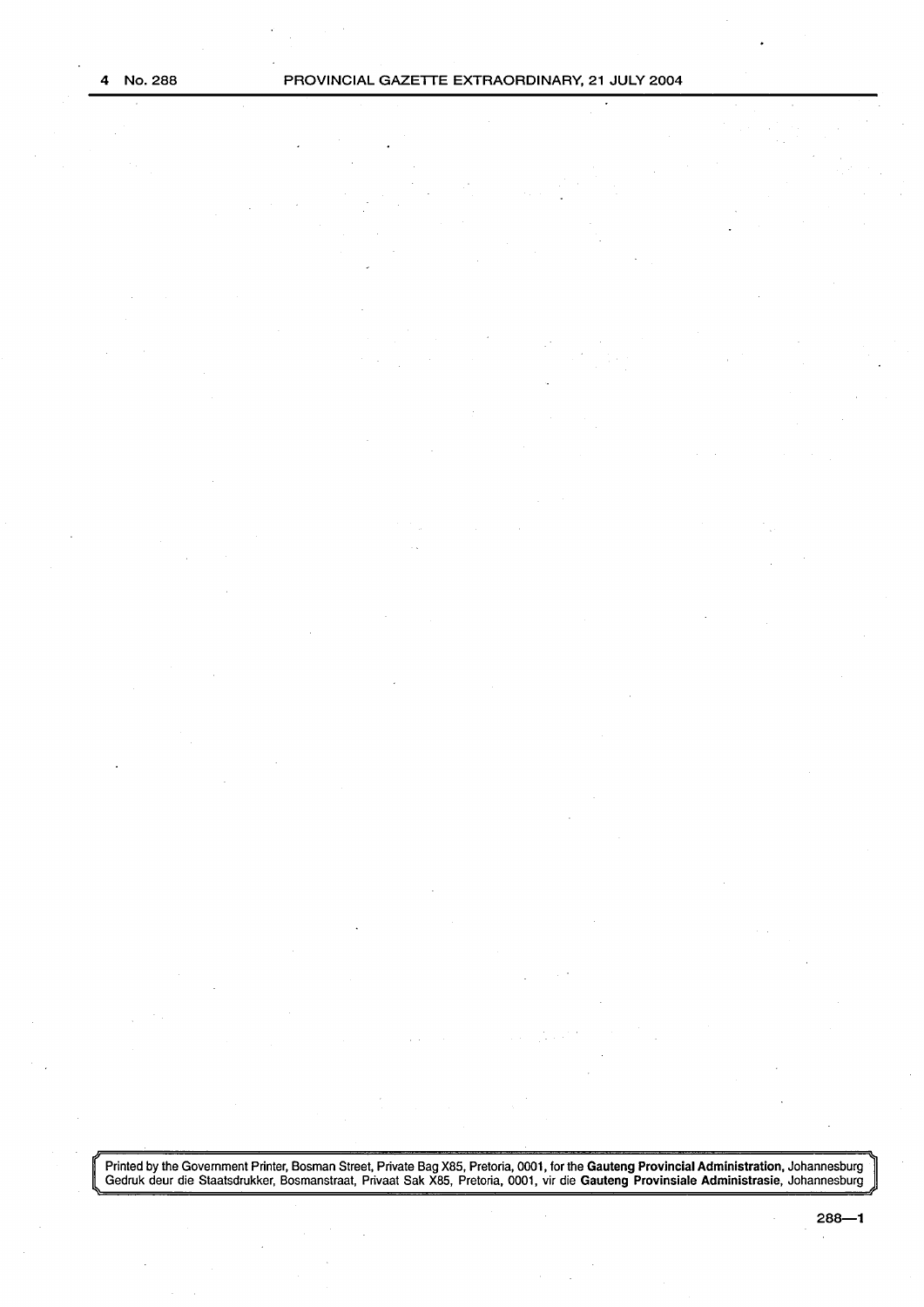Printed by the Government Printer, Bosman Street, Private Bag X85, Pretoria, 0001, for the **Gauteng Provincial Administration**, Johannesburg
Gedruk deur die Staatsdrukker, Bosmanstraat, Privaat Sak X85, Pretoria, 0001, vir die **Gauteng Provinsiale Administrasie**, Johannesburg

288—1